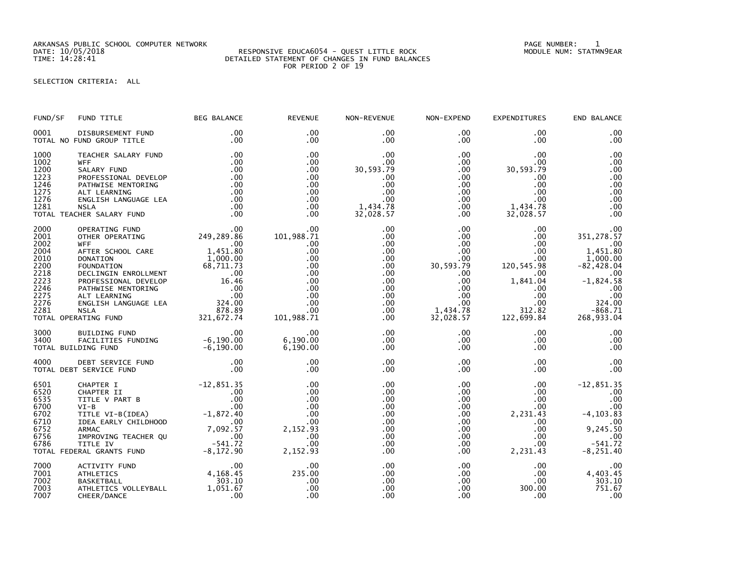ARKANSAS PUBLIC SCHOOL COMPUTER NETWORK
DATE: 10/05/2018
TIME: 14:28:41

RESPONSIVE EDUCA6054 - QUEST LITTLE ROCK
DETAILED STATEMENT OF CHANGES IN FUND BALANCES
FOR PERIOD 2 OF 19

PAGE NUMBER: 1
MODULE NUM: STATMN9EAR

SELECTION CRITERIA: ALL

| FUND/SF | FUND TITLE | BEG BALANCE | REVENUE | NON-REVENUE | NON-EXPEND | EXPENDITURES | END BALANCE |
|---|---|---|---|---|---|---|---|
| 0001 | DISBURSEMENT FUND | .00 | .00 | .00 | .00 | .00 | .00 |
| | TOTAL NO FUND GROUP TITLE | .00 | .00 | .00 | .00 | .00 | .00 |
| 1000 | TEACHER SALARY FUND | .00 | .00 | .00 | .00 | .00 | .00 |
| 1002 | WFF | .00 | .00 | .00 | .00 | .00 | .00 |
| 1200 | SALARY FUND | .00 | .00 | 30,593.79 | .00 | 30,593.79 | .00 |
| 1223 | PROFESSIONAL DEVELOP | .00 | .00 | .00 | .00 | .00 | .00 |
| 1246 | PATHWISE MENTORING | .00 | .00 | .00 | .00 | .00 | .00 |
| 1275 | ALT LEARNING | .00 | .00 | .00 | .00 | .00 | .00 |
| 1276 | ENGLISH LANGUAGE LEA | .00 | .00 | .00 | .00 | .00 | .00 |
| 1281 | NSLA | .00 | .00 | 1,434.78 | .00 | 1,434.78 | .00 |
| | TOTAL TEACHER SALARY FUND | .00 | .00 | 32,028.57 | .00 | 32,028.57 | .00 |
| 2000 | OPERATING FUND | .00 | .00 | .00 | .00 | .00 | .00 |
| 2001 | OTHER OPERATING | 249,289.86 | 101,988.71 | .00 | .00 | .00 | 351,278.57 |
| 2002 | WFF | .00 | .00 | .00 | .00 | .00 | .00 |
| 2004 | AFTER SCHOOL CARE | 1,451.80 | .00 | .00 | .00 | .00 | 1,451.80 |
| 2010 | DONATION | 1,000.00 | .00 | .00 | .00 | .00 | 1,000.00 |
| 2200 | FOUNDATION | 68,711.73 | .00 | .00 | 30,593.79 | 120,545.98 | -82,428.04 |
| 2218 | DECLINGIN ENROLLMENT | .00 | .00 | .00 | .00 | .00 | .00 |
| 2223 | PROFESSIONAL DEVELOP | 16.46 | .00 | .00 | .00 | 1,841.04 | -1,824.58 |
| 2246 | PATHWISE MENTORING | .00 | .00 | .00 | .00 | .00 | .00 |
| 2275 | ALT LEARNING | .00 | .00 | .00 | .00 | .00 | .00 |
| 2276 | ENGLISH LANGUAGE LEA | 324.00 | .00 | .00 | .00 | .00 | 324.00 |
| 2281 | NSLA | 878.89 | .00 | .00 | 1,434.78 | 312.82 | -868.71 |
| | TOTAL OPERATING FUND | 321,672.74 | 101,988.71 | .00 | 32,028.57 | 122,699.84 | 268,933.04 |
| 3000 | BUILDING FUND | .00 | .00 | .00 | .00 | .00 | .00 |
| 3400 | FACILITIES FUNDING | -6,190.00 | 6,190.00 | .00 | .00 | .00 | .00 |
| | TOTAL BUILDING FUND | -6,190.00 | 6,190.00 | .00 | .00 | .00 | .00 |
| 4000 | DEBT SERVICE FUND | .00 | .00 | .00 | .00 | .00 | .00 |
| | TOTAL DEBT SERVICE FUND | .00 | .00 | .00 | .00 | .00 | .00 |
| 6501 | CHAPTER I | -12,851.35 | .00 | .00 | .00 | .00 | -12,851.35 |
| 6520 | CHAPTER II | .00 | .00 | .00 | .00 | .00 | .00 |
| 6535 | TITLE V PART B | .00 | .00 | .00 | .00 | .00 | .00 |
| 6700 | VI-B | .00 | .00 | .00 | .00 | .00 | .00 |
| 6702 | TITLE VI-B(IDEA) | -1,872.40 | .00 | .00 | .00 | 2,231.43 | -4,103.83 |
| 6710 | IDEA EARLY CHILDHOOD | .00 | .00 | .00 | .00 | .00 | .00 |
| 6752 | ARMAC | 7,092.57 | 2,152.93 | .00 | .00 | .00 | 9,245.50 |
| 6756 | IMPROVING TEACHER QU | .00 | .00 | .00 | .00 | .00 | .00 |
| 6786 | TITLE IV | -541.72 | .00 | .00 | .00 | .00 | -541.72 |
| | TOTAL FEDERAL GRANTS FUND | -8,172.90 | 2,152.93 | .00 | .00 | 2,231.43 | -8,251.40 |
| 7000 | ACTIVITY FUND | .00 | .00 | .00 | .00 | .00 | .00 |
| 7001 | ATHLETICS | 4,168.45 | 235.00 | .00 | .00 | .00 | 4,403.45 |
| 7002 | BASKETBALL | 303.10 | .00 | .00 | .00 | .00 | 303.10 |
| 7003 | ATHLETICS VOLLEYBALL | 1,051.67 | .00 | .00 | .00 | 300.00 | 751.67 |
| 7007 | CHEER/DANCE | .00 | .00 | .00 | .00 | .00 | .00 |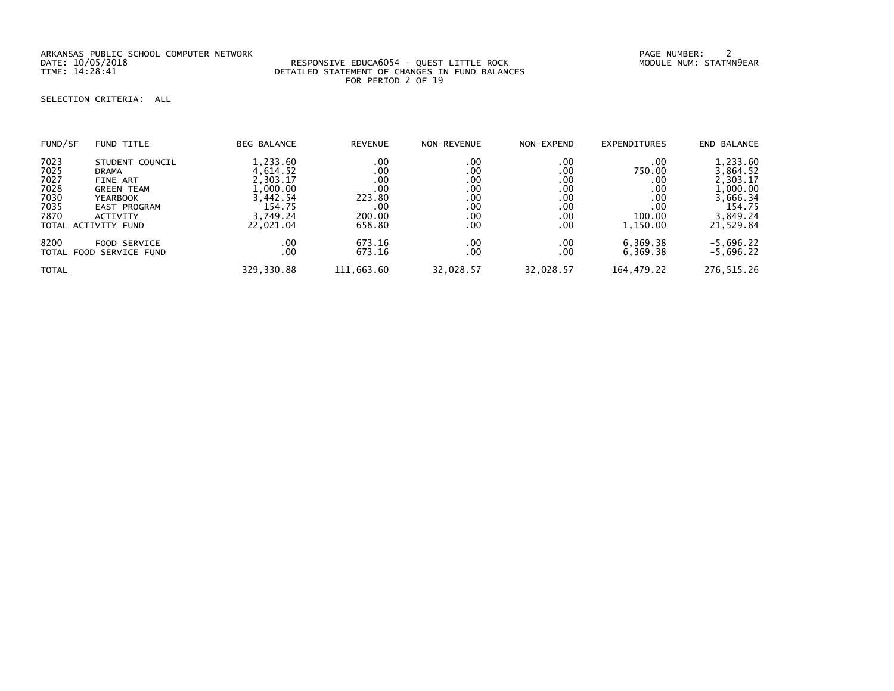ARKANSAS PUBLIC SCHOOL COMPUTER NETWORK
DATE: 10/05/2018
TIME: 14:28:41

RESPONSIVE EDUCA6054 - QUEST LITTLE ROCK
DETAILED STATEMENT OF CHANGES IN FUND BALANCES
FOR PERIOD 2 OF 19

PAGE NUMBER: 2
MODULE NUM: STATMN9EAR

SELECTION CRITERIA: ALL

| FUND/SF | FUND TITLE | BEG BALANCE | REVENUE | NON-REVENUE | NON-EXPEND | EXPENDITURES | END BALANCE |
|---|---|---|---|---|---|---|---|
| 7023 | STUDENT COUNCIL | 1,233.60 | .00 | .00 | .00 | .00 | 1,233.60 |
| 7025 | DRAMA | 4,614.52 | .00 | .00 | .00 | 750.00 | 3,864.52 |
| 7027 | FINE ART | 2,303.17 | .00 | .00 | .00 | .00 | 2,303.17 |
| 7028 | GREEN TEAM | 1,000.00 | .00 | .00 | .00 | .00 | 1,000.00 |
| 7030 | YEARBOOK | 3,442.54 | 223.80 | .00 | .00 | .00 | 3,666.34 |
| 7035 | EAST PROGRAM | 154.75 | .00 | .00 | .00 | .00 | 154.75 |
| 7870 | ACTIVITY | 3,749.24 | 200.00 | .00 | .00 | 100.00 | 3,849.24 |
| TOTAL ACTIVITY FUND | | 22,021.04 | 658.80 | .00 | .00 | 1,150.00 | 21,529.84 |
| 8200 | FOOD SERVICE | .00 | 673.16 | .00 | .00 | 6,369.38 | -5,696.22 |
| TOTAL FOOD SERVICE FUND | | .00 | 673.16 | .00 | .00 | 6,369.38 | -5,696.22 |
| TOTAL | | 329,330.88 | 111,663.60 | 32,028.57 | 32,028.57 | 164,479.22 | 276,515.26 |